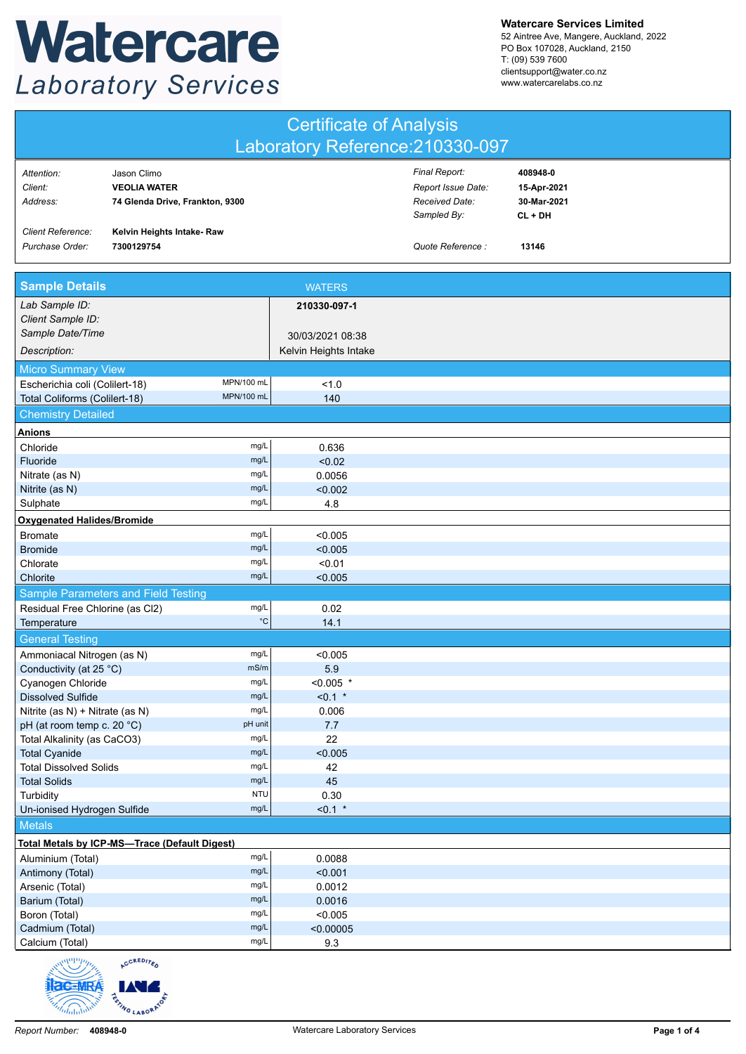# Watercare Laboratory Services

**Watercare Services Limited**
52 Aintree Ave, Mangere, Auckland, 2022
PO Box 107028, Auckland, 2150
T: (09) 539 7600
clientsupport@water.co.nz
www.watercarelabs.co.nz

## Certificate of Analysis
## Laboratory Reference:210330-097

| | | | |
|---|---|---|---|
| *Attention:* | Jason Climo | *Final Report:* | **408948-0** |
| *Client:* | **VEOLIA WATER** | *Report Issue Date:* | **15-Apr-2021** |
| *Address:* | **74 Glenda Drive, Frankton, 9300** | *Received Date:* | **30-Mar-2021** |
| | | *Sampled By:* | **CL + DH** |
| *Client Reference:* | **Kelvin Heights Intake- Raw** | | |
| *Purchase Order:* | **7300129754** | *Quote Reference :* | **13146** |

| **Sample Details** | | WATERS |
|---|---|---|
| *Lab Sample ID:* | | **210330-097-1** |
| *Client Sample ID:* | | |
| *Sample Date/Time* | | 30/03/2021 08:38 |
| *Description:* | | Kelvin Heights Intake |
| **Micro Summary View** | | |
| Escherichia coli (Colilert-18) | MPN/100 mL | <1.0 |
| Total Coliforms (Colilert-18) | MPN/100 mL | 140 |
| **Chemistry Detailed** | | |
| **Anions** | | |
| Chloride | mg/L | 0.636 |
| Fluoride | mg/L | <0.02 |
| Nitrate (as N) | mg/L | 0.0056 |
| Nitrite (as N) | mg/L | <0.002 |
| Sulphate | mg/L | 4.8 |
| **Oxygenated Halides/Bromide** | | |
| Bromate | mg/L | <0.005 |
| Bromide | mg/L | <0.005 |
| Chlorate | mg/L | <0.01 |
| Chlorite | mg/L | <0.005 |
| **Sample Parameters and Field Testing** | | |
| Residual Free Chlorine (as Cl2) | mg/L | 0.02 |
| Temperature | °C | 14.1 |
| **General Testing** | | |
| Ammoniacal Nitrogen (as N) | mg/L | <0.005 |
| Conductivity (at 25 °C) | mS/m | 5.9 |
| Cyanogen Chloride | mg/L | <0.005 * |
| Dissolved Sulfide | mg/L | <0.1 * |
| Nitrite (as N) + Nitrate (as N) | mg/L | 0.006 |
| pH (at room temp c. 20 °C) | pH unit | 7.7 |
| Total Alkalinity (as CaCO3) | mg/L | 22 |
| Total Cyanide | mg/L | <0.005 |
| Total Dissolved Solids | mg/L | 42 |
| Total Solids | mg/L | 45 |
| Turbidity | NTU | 0.30 |
| Un-ionised Hydrogen Sulfide | mg/L | <0.1 * |
| **Metals** | | |
| **Total Metals by ICP-MS—Trace (Default Digest)** | | |
| Aluminium (Total) | mg/L | 0.0088 |
| Antimony (Total) | mg/L | <0.001 |
| Arsenic (Total) | mg/L | 0.0012 |
| Barium (Total) | mg/L | 0.0016 |
| Boron (Total) | mg/L | <0.005 |
| Cadmium (Total) | mg/L | <0.00005 |
| Calcium (Total) | mg/L | 9.3 |

*Report Number:* **408948-0** Watercare Laboratory Services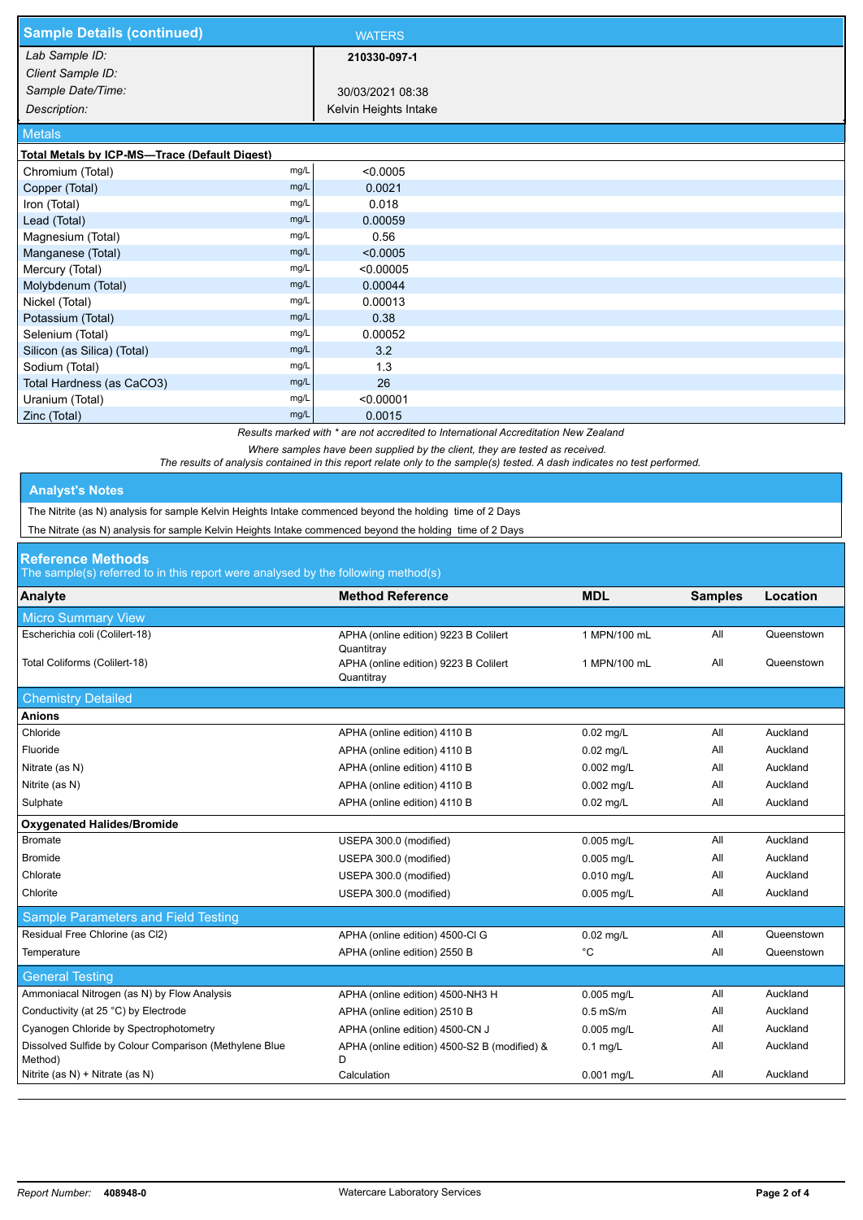## Sample Details (continued)

| | WATERS |
|---|---|
| *Lab Sample ID:* | **210330-097-1** |
| *Client Sample ID:* | |
| *Sample Date/Time:* | 30/03/2021 08:38 |
| *Description:* | Kelvin Heights Intake |

### Metals

**Total Metals by ICP-MS—Trace (Default Digest)**

| Analyte | Unit | Result |
|---|---|---|
| Chromium (Total) | mg/L | <0.0005 |
| Copper (Total) | mg/L | 0.0021 |
| Iron (Total) | mg/L | 0.018 |
| Lead (Total) | mg/L | 0.00059 |
| Magnesium (Total) | mg/L | 0.56 |
| Manganese (Total) | mg/L | <0.0005 |
| Mercury (Total) | mg/L | <0.00005 |
| Molybdenum (Total) | mg/L | 0.00044 |
| Nickel (Total) | mg/L | 0.00013 |
| Potassium (Total) | mg/L | 0.38 |
| Selenium (Total) | mg/L | 0.00052 |
| Silicon (as Silica) (Total) | mg/L | 3.2 |
| Sodium (Total) | mg/L | 1.3 |
| Total Hardness (as CaCO3) | mg/L | 26 |
| Uranium (Total) | mg/L | <0.00001 |
| Zinc (Total) | mg/L | 0.0015 |

*Results marked with * are not accredited to International Accreditation New Zealand*

*Where samples have been supplied by the client, they are tested as received.*
*The results of analysis contained in this report relate only to the sample(s) tested. A dash indicates no test performed.*

## Analyst's Notes

The Nitrite (as N) analysis for sample Kelvin Heights Intake commenced beyond the holding time of 2 Days

The Nitrate (as N) analysis for sample Kelvin Heights Intake commenced beyond the holding time of 2 Days

## Reference Methods

The sample(s) referred to in this report were analysed by the following method(s)

| Analyte | Method Reference | MDL | Samples | Location |
|---|---|---|---|---|
| **Micro Summary View** | | | | |
| Escherichia coli (Colilert-18) | APHA (online edition) 9223 B Colilert Quantitray | 1 MPN/100 mL | All | Queenstown |
| Total Coliforms (Colilert-18) | APHA (online edition) 9223 B Colilert Quantitray | 1 MPN/100 mL | All | Queenstown |
| **Chemistry Detailed** | | | | |
| **Anions** | | | | |
| Chloride | APHA (online edition) 4110 B | 0.02 mg/L | All | Auckland |
| Fluoride | APHA (online edition) 4110 B | 0.02 mg/L | All | Auckland |
| Nitrate (as N) | APHA (online edition) 4110 B | 0.002 mg/L | All | Auckland |
| Nitrite (as N) | APHA (online edition) 4110 B | 0.002 mg/L | All | Auckland |
| Sulphate | APHA (online edition) 4110 B | 0.02 mg/L | All | Auckland |
| **Oxygenated Halides/Bromide** | | | | |
| Bromate | USEPA 300.0 (modified) | 0.005 mg/L | All | Auckland |
| Bromide | USEPA 300.0 (modified) | 0.005 mg/L | All | Auckland |
| Chlorate | USEPA 300.0 (modified) | 0.010 mg/L | All | Auckland |
| Chlorite | USEPA 300.0 (modified) | 0.005 mg/L | All | Auckland |
| **Sample Parameters and Field Testing** | | | | |
| Residual Free Chlorine (as Cl2) | APHA (online edition) 4500-Cl G | 0.02 mg/L | All | Queenstown |
| Temperature | APHA (online edition) 2550 B | °C | All | Queenstown |
| **General Testing** | | | | |
| Ammoniacal Nitrogen (as N) by Flow Analysis | APHA (online edition) 4500-NH3 H | 0.005 mg/L | All | Auckland |
| Conductivity (at 25 °C) by Electrode | APHA (online edition) 2510 B | 0.5 mS/m | All | Auckland |
| Cyanogen Chloride by Spectrophotometry | APHA (online edition) 4500-CN J | 0.005 mg/L | All | Auckland |
| Dissolved Sulfide by Colour Comparison (Methylene Blue Method) | APHA (online edition) 4500-S2 B (modified) & D | 0.1 mg/L | All | Auckland |
| Nitrite (as N) + Nitrate (as N) | Calculation | 0.001 mg/L | All | Auckland |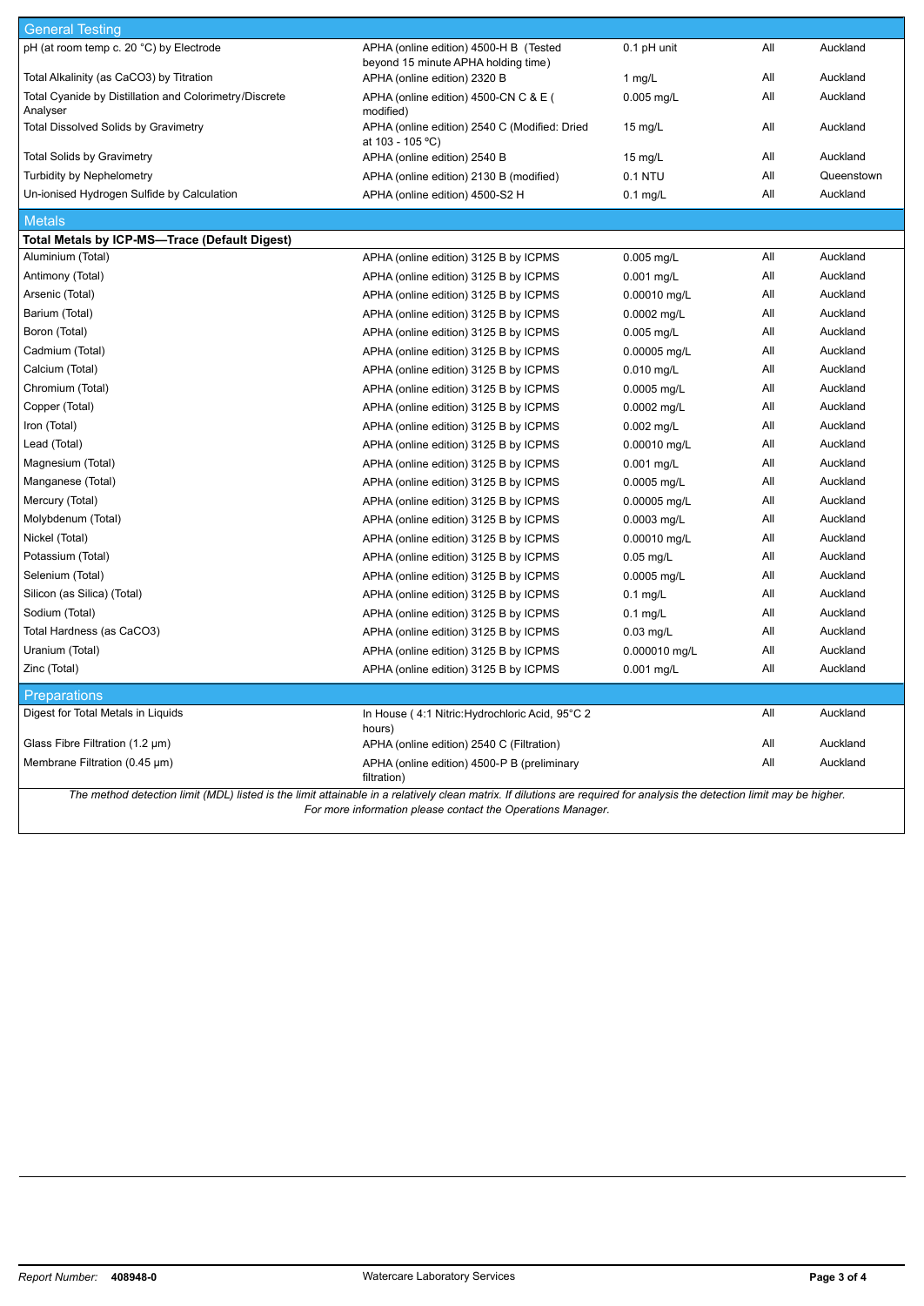| General Testing | | | | |
|---|---|---|---|---|
| pH (at room temp c. 20 °C) by Electrode | APHA (online edition) 4500-H B (Tested beyond 15 minute APHA holding time) | 0.1 pH unit | All | Auckland |
| Total Alkalinity (as CaCO3) by Titration | APHA (online edition) 2320 B | 1 mg/L | All | Auckland |
| Total Cyanide by Distillation and Colorimetry/Discrete Analyser | APHA (online edition) 4500-CN C & E ( modified) | 0.005 mg/L | All | Auckland |
| Total Dissolved Solids by Gravimetry | APHA (online edition) 2540 C (Modified: Dried at 103 - 105 °C) | 15 mg/L | All | Auckland |
| Total Solids by Gravimetry | APHA (online edition) 2540 B | 15 mg/L | All | Auckland |
| Turbidity by Nephelometry | APHA (online edition) 2130 B (modified) | 0.1 NTU | All | Queenstown |
| Un-ionised Hydrogen Sulfide by Calculation | APHA (online edition) 4500-S2 H | 0.1 mg/L | All | Auckland |
| **Metals** | | | | |
| **Total Metals by ICP-MS—Trace (Default Digest)** | | | | |
| Aluminium (Total) | APHA (online edition) 3125 B by ICPMS | 0.005 mg/L | All | Auckland |
| Antimony (Total) | APHA (online edition) 3125 B by ICPMS | 0.001 mg/L | All | Auckland |
| Arsenic (Total) | APHA (online edition) 3125 B by ICPMS | 0.00010 mg/L | All | Auckland |
| Barium (Total) | APHA (online edition) 3125 B by ICPMS | 0.0002 mg/L | All | Auckland |
| Boron (Total) | APHA (online edition) 3125 B by ICPMS | 0.005 mg/L | All | Auckland |
| Cadmium (Total) | APHA (online edition) 3125 B by ICPMS | 0.00005 mg/L | All | Auckland |
| Calcium (Total) | APHA (online edition) 3125 B by ICPMS | 0.010 mg/L | All | Auckland |
| Chromium (Total) | APHA (online edition) 3125 B by ICPMS | 0.0005 mg/L | All | Auckland |
| Copper (Total) | APHA (online edition) 3125 B by ICPMS | 0.0002 mg/L | All | Auckland |
| Iron (Total) | APHA (online edition) 3125 B by ICPMS | 0.002 mg/L | All | Auckland |
| Lead (Total) | APHA (online edition) 3125 B by ICPMS | 0.00010 mg/L | All | Auckland |
| Magnesium (Total) | APHA (online edition) 3125 B by ICPMS | 0.001 mg/L | All | Auckland |
| Manganese (Total) | APHA (online edition) 3125 B by ICPMS | 0.0005 mg/L | All | Auckland |
| Mercury (Total) | APHA (online edition) 3125 B by ICPMS | 0.00005 mg/L | All | Auckland |
| Molybdenum (Total) | APHA (online edition) 3125 B by ICPMS | 0.0003 mg/L | All | Auckland |
| Nickel (Total) | APHA (online edition) 3125 B by ICPMS | 0.00010 mg/L | All | Auckland |
| Potassium (Total) | APHA (online edition) 3125 B by ICPMS | 0.05 mg/L | All | Auckland |
| Selenium (Total) | APHA (online edition) 3125 B by ICPMS | 0.0005 mg/L | All | Auckland |
| Silicon (as Silica) (Total) | APHA (online edition) 3125 B by ICPMS | 0.1 mg/L | All | Auckland |
| Sodium (Total) | APHA (online edition) 3125 B by ICPMS | 0.1 mg/L | All | Auckland |
| Total Hardness (as CaCO3) | APHA (online edition) 3125 B by ICPMS | 0.03 mg/L | All | Auckland |
| Uranium (Total) | APHA (online edition) 3125 B by ICPMS | 0.000010 mg/L | All | Auckland |
| Zinc (Total) | APHA (online edition) 3125 B by ICPMS | 0.001 mg/L | All | Auckland |
| **Preparations** | | | | |
| Digest for Total Metals in Liquids | In House ( 4:1 Nitric:Hydrochloric Acid, 95°C 2 hours) | | All | Auckland |
| Glass Fibre Filtration (1.2 µm) | APHA (online edition) 2540 C (Filtration) | | All | Auckland |
| Membrane Filtration (0.45 µm) | APHA (online edition) 4500-P B (preliminary filtration) | | All | Auckland |

*The method detection limit (MDL) listed is the limit attainable in a relatively clean matrix. If dilutions are required for analysis the detection limit may be higher. For more information please contact the Operations Manager.*

Report Number: **408948-0** — Watercare Laboratory Services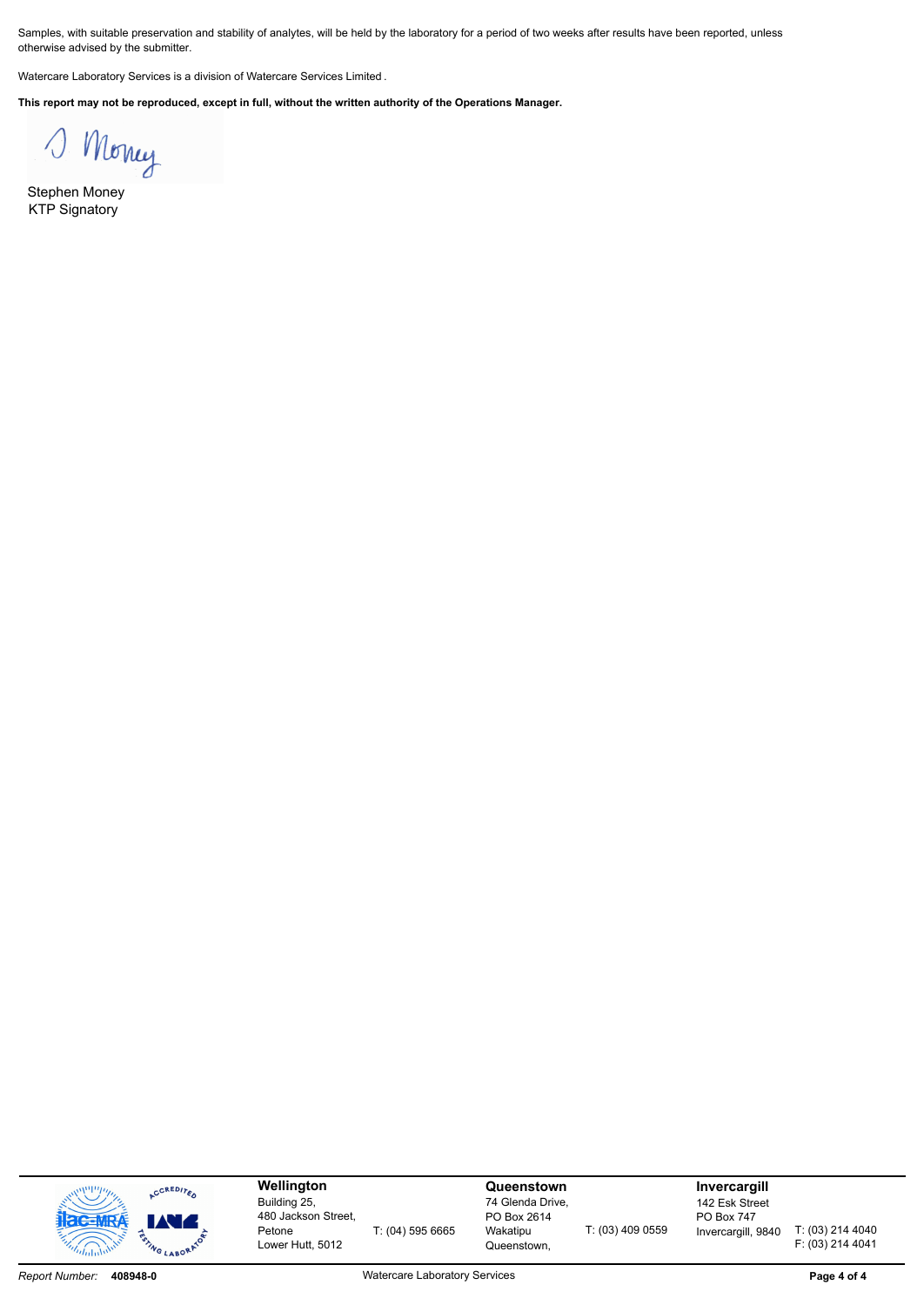Samples, with suitable preservation and stability of analytes, will be held by the laboratory for a period of two weeks after results have been reported, unless otherwise advised by the submitter.

Watercare Laboratory Services is a division of Watercare Services Limited .

**This report may not be reproduced, except in full, without the written authority of the Operations Manager.**

Stephen Money
KTP Signatory

**Wellington**
Building 25,
480 Jackson Street,
Petone
Lower Hutt, 5012
T: (04) 595 6665

**Queenstown**
74 Glenda Drive,
PO Box 2614
Wakatipu
Queenstown,
T: (03) 409 0559

**Invercargill**
142 Esk Street
PO Box 747
Invercargill, 9840
T: (03) 214 4040
F: (03) 214 4041